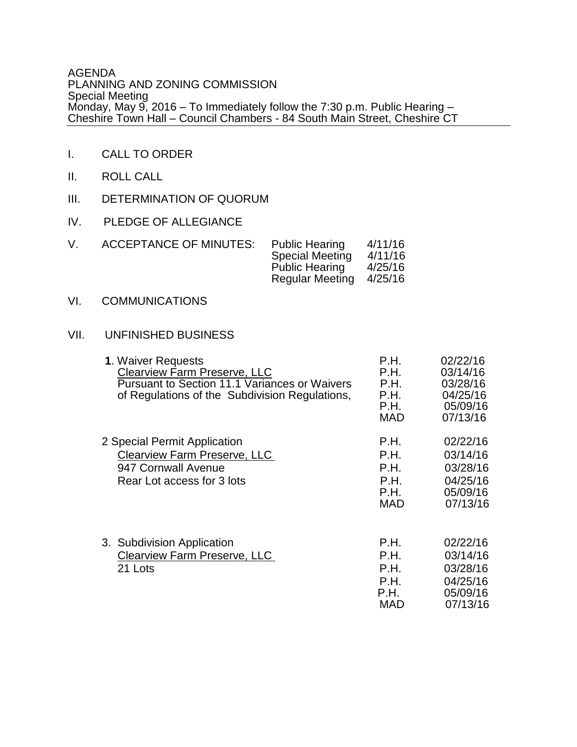AGENDA
PLANNING AND ZONING COMMISSION
Special Meeting
Monday, May 9, 2016 – To Immediately follow the 7:30 p.m. Public Hearing –
Cheshire Town Hall – Council Chambers - 84 South Main Street, Cheshire CT

---

I. CALL TO ORDER

II. ROLL CALL

III. DETERMINATION OF QUORUM

IV. PLEDGE OF ALLEGIANCE

V. ACCEPTANCE OF MINUTES:

| | |
|---|---|
| Public Hearing | 4/11/16 |
| Special Meeting | 4/11/16 |
| Public Hearing | 4/25/16 |
| Regular Meeting | 4/25/16 |

VI. COMMUNICATIONS

VII. UNFINISHED BUSINESS

**1**. Waiver Requests
Clearview Farm Preserve, LLC
Pursuant to Section 11.1 Variances or Waivers of Regulations of the Subdivision Regulations,

| | |
|---|---|
| P.H. | 02/22/16 |
| P.H. | 03/14/16 |
| P.H. | 03/28/16 |
| P.H. | 04/25/16 |
| P.H. | 05/09/16 |
| MAD | 07/13/16 |

2 Special Permit Application
Clearview Farm Preserve, LLC
947 Cornwall Avenue
Rear Lot access for 3 lots

| | |
|---|---|
| P.H. | 02/22/16 |
| P.H. | 03/14/16 |
| P.H. | 03/28/16 |
| P.H. | 04/25/16 |
| P.H. | 05/09/16 |
| MAD | 07/13/16 |

3. Subdivision Application
Clearview Farm Preserve, LLC
21 Lots

| | |
|---|---|
| P.H. | 02/22/16 |
| P.H. | 03/14/16 |
| P.H. | 03/28/16 |
| P.H. | 04/25/16 |
| P.H. | 05/09/16 |
| MAD | 07/13/16 |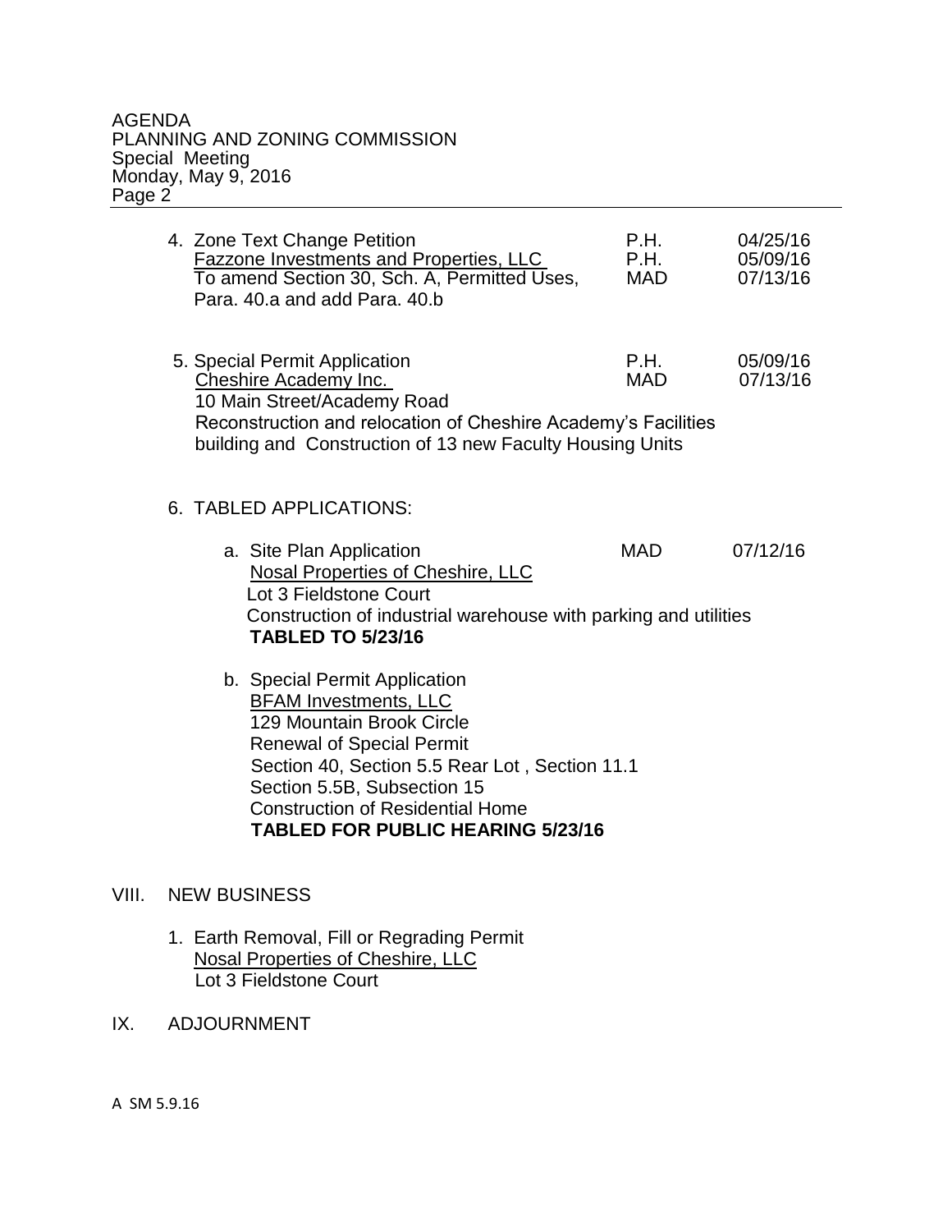4. Zone Text Change Petition — P.H. 04/25/16
   Fazzone Investments and Properties, LLC — P.H. 05/09/16
   To amend Section 30, Sch. A, Permitted Uses, — MAD 07/13/16
   Para. 40.a and add Para. 40.b

5. Special Permit Application — P.H. 05/09/16
   Cheshire Academy Inc. — MAD 07/13/16
   10 Main Street/Academy Road
   Reconstruction and relocation of Cheshire Academy's Facilities building and Construction of 13 new Faculty Housing Units

6. TABLED APPLICATIONS:

   a. Site Plan Application — MAD 07/12/16
      Nosal Properties of Cheshire, LLC
      Lot 3 Fieldstone Court
      Construction of industrial warehouse with parking and utilities
      **TABLED TO 5/23/16**

   b. Special Permit Application
      BFAM Investments, LLC
      129 Mountain Brook Circle
      Renewal of Special Permit
      Section 40, Section 5.5 Rear Lot , Section 11.1
      Section 5.5B, Subsection 15
      Construction of Residential Home
      **TABLED FOR PUBLIC HEARING 5/23/16**

VIII. NEW BUSINESS

1. Earth Removal, Fill or Regrading Permit
   Nosal Properties of Cheshire, LLC
   Lot 3 Fieldstone Court

IX. ADJOURNMENT

A SM 5.9.16